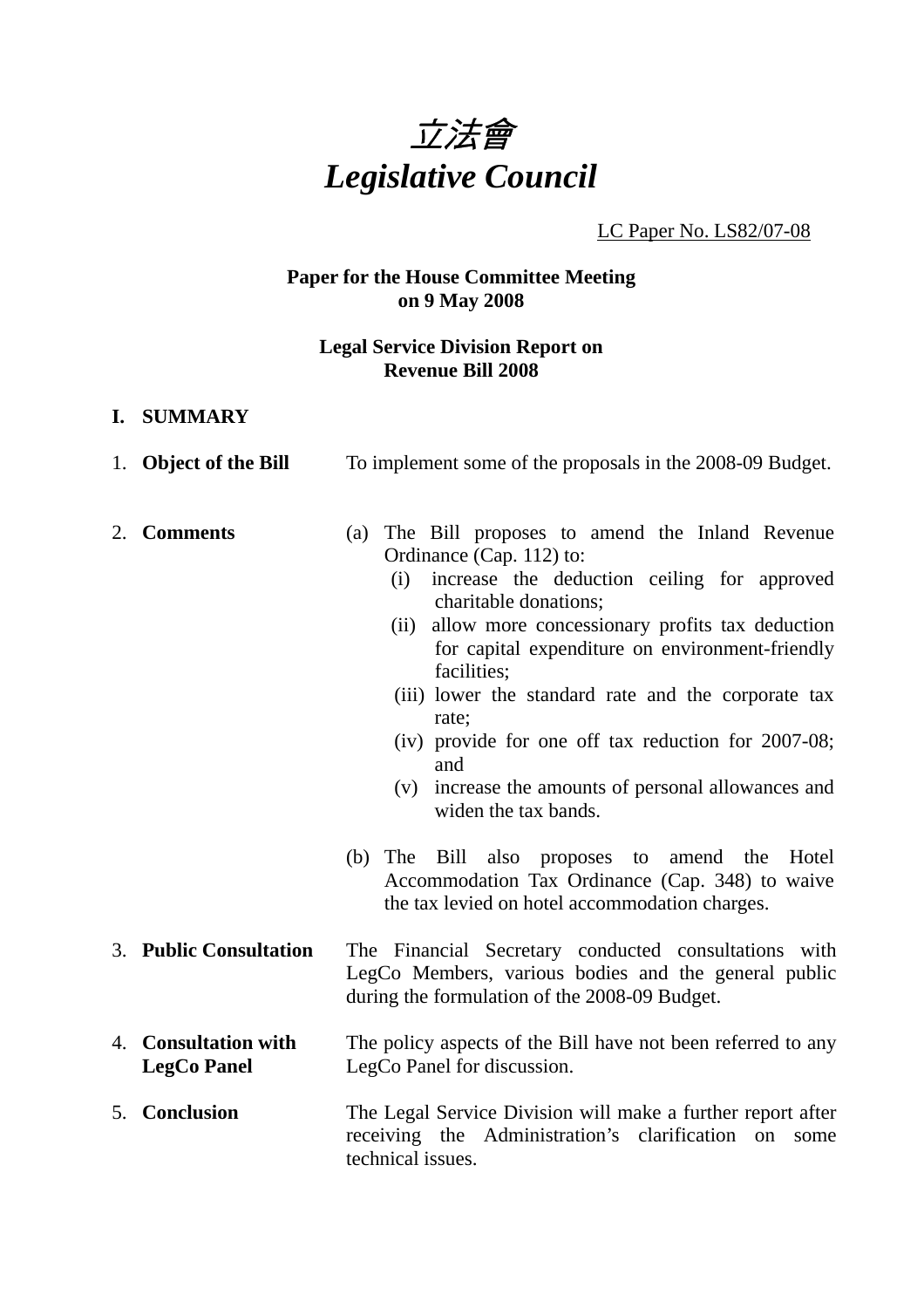# *立法會*
# *Legislative Council*

LC Paper No. LS82/07-08

**Paper for the House Committee Meeting on 9 May 2008**

**Legal Service Division Report on Revenue Bill 2008**

## I. SUMMARY

1. **Object of the Bill**

   To implement some of the proposals in the 2008-09 Budget.

2. **Comments**

   (a) The Bill proposes to amend the Inland Revenue Ordinance (Cap. 112) to:
   - (i) increase the deduction ceiling for approved charitable donations;
   - (ii) allow more concessionary profits tax deduction for capital expenditure on environment-friendly facilities;
   - (iii) lower the standard rate and the corporate tax rate;
   - (iv) provide for one off tax reduction for 2007-08; and
   - (v) increase the amounts of personal allowances and widen the tax bands.

   (b) The Bill also proposes to amend the Hotel Accommodation Tax Ordinance (Cap. 348) to waive the tax levied on hotel accommodation charges.

3. **Public Consultation**

   The Financial Secretary conducted consultations with LegCo Members, various bodies and the general public during the formulation of the 2008-09 Budget.

4. **Consultation with LegCo Panel**

   The policy aspects of the Bill have not been referred to any LegCo Panel for discussion.

5. **Conclusion**

   The Legal Service Division will make a further report after receiving the Administration's clarification on some technical issues.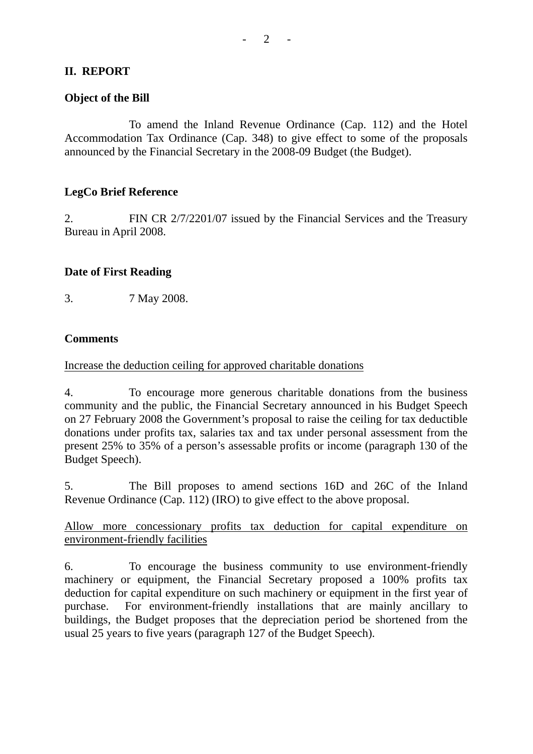## II. REPORT

### Object of the Bill

To amend the Inland Revenue Ordinance (Cap. 112) and the Hotel Accommodation Tax Ordinance (Cap. 348) to give effect to some of the proposals announced by the Financial Secretary in the 2008-09 Budget (the Budget).

### LegCo Brief Reference

2. FIN CR 2/7/2201/07 issued by the Financial Services and the Treasury Bureau in April 2008.

### Date of First Reading

3. 7 May 2008.

### Comments

<u>Increase the deduction ceiling for approved charitable donations</u>

4. To encourage more generous charitable donations from the business community and the public, the Financial Secretary announced in his Budget Speech on 27 February 2008 the Government's proposal to raise the ceiling for tax deductible donations under profits tax, salaries tax and tax under personal assessment from the present 25% to 35% of a person's assessable profits or income (paragraph 130 of the Budget Speech).

5. The Bill proposes to amend sections 16D and 26C of the Inland Revenue Ordinance (Cap. 112) (IRO) to give effect to the above proposal.

<u>Allow more concessionary profits tax deduction for capital expenditure on environment-friendly facilities</u>

6. To encourage the business community to use environment-friendly machinery or equipment, the Financial Secretary proposed a 100% profits tax deduction for capital expenditure on such machinery or equipment in the first year of purchase. For environment-friendly installations that are mainly ancillary to buildings, the Budget proposes that the depreciation period be shortened from the usual 25 years to five years (paragraph 127 of the Budget Speech).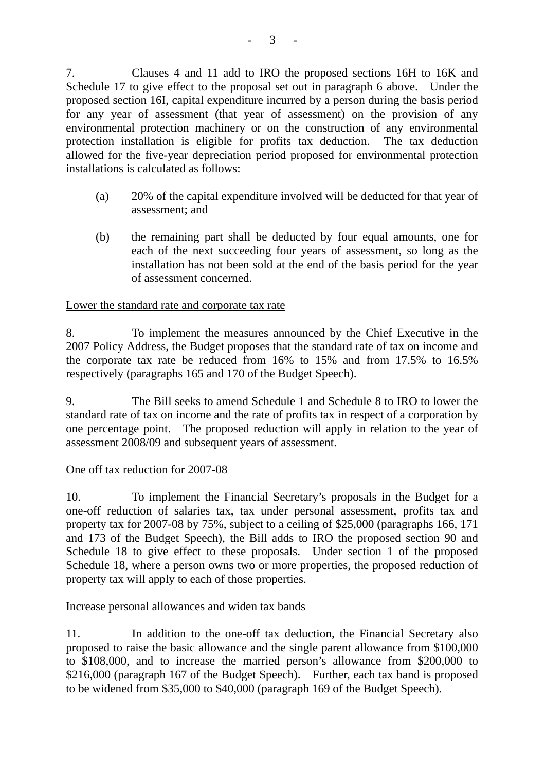7. Clauses 4 and 11 add to IRO the proposed sections 16H to 16K and Schedule 17 to give effect to the proposal set out in paragraph 6 above. Under the proposed section 16I, capital expenditure incurred by a person during the basis period for any year of assessment (that year of assessment) on the provision of any environmental protection machinery or on the construction of any environmental protection installation is eligible for profits tax deduction. The tax deduction allowed for the five-year depreciation period proposed for environmental protection installations is calculated as follows:

(a) 20% of the capital expenditure involved will be deducted for that year of assessment; and

(b) the remaining part shall be deducted by four equal amounts, one for each of the next succeeding four years of assessment, so long as the installation has not been sold at the end of the basis period for the year of assessment concerned.

<u>Lower the standard rate and corporate tax rate</u>

8. To implement the measures announced by the Chief Executive in the 2007 Policy Address, the Budget proposes that the standard rate of tax on income and the corporate tax rate be reduced from 16% to 15% and from 17.5% to 16.5% respectively (paragraphs 165 and 170 of the Budget Speech).

9. The Bill seeks to amend Schedule 1 and Schedule 8 to IRO to lower the standard rate of tax on income and the rate of profits tax in respect of a corporation by one percentage point. The proposed reduction will apply in relation to the year of assessment 2008/09 and subsequent years of assessment.

<u>One off tax reduction for 2007-08</u>

10. To implement the Financial Secretary's proposals in the Budget for a one-off reduction of salaries tax, tax under personal assessment, profits tax and property tax for 2007-08 by 75%, subject to a ceiling of $25,000 (paragraphs 166, 171 and 173 of the Budget Speech), the Bill adds to IRO the proposed section 90 and Schedule 18 to give effect to these proposals. Under section 1 of the proposed Schedule 18, where a person owns two or more properties, the proposed reduction of property tax will apply to each of those properties.

<u>Increase personal allowances and widen tax bands</u>

11. In addition to the one-off tax deduction, the Financial Secretary also proposed to raise the basic allowance and the single parent allowance from $100,000 to $108,000, and to increase the married person's allowance from $200,000 to $216,000 (paragraph 167 of the Budget Speech). Further, each tax band is proposed to be widened from $35,000 to $40,000 (paragraph 169 of the Budget Speech).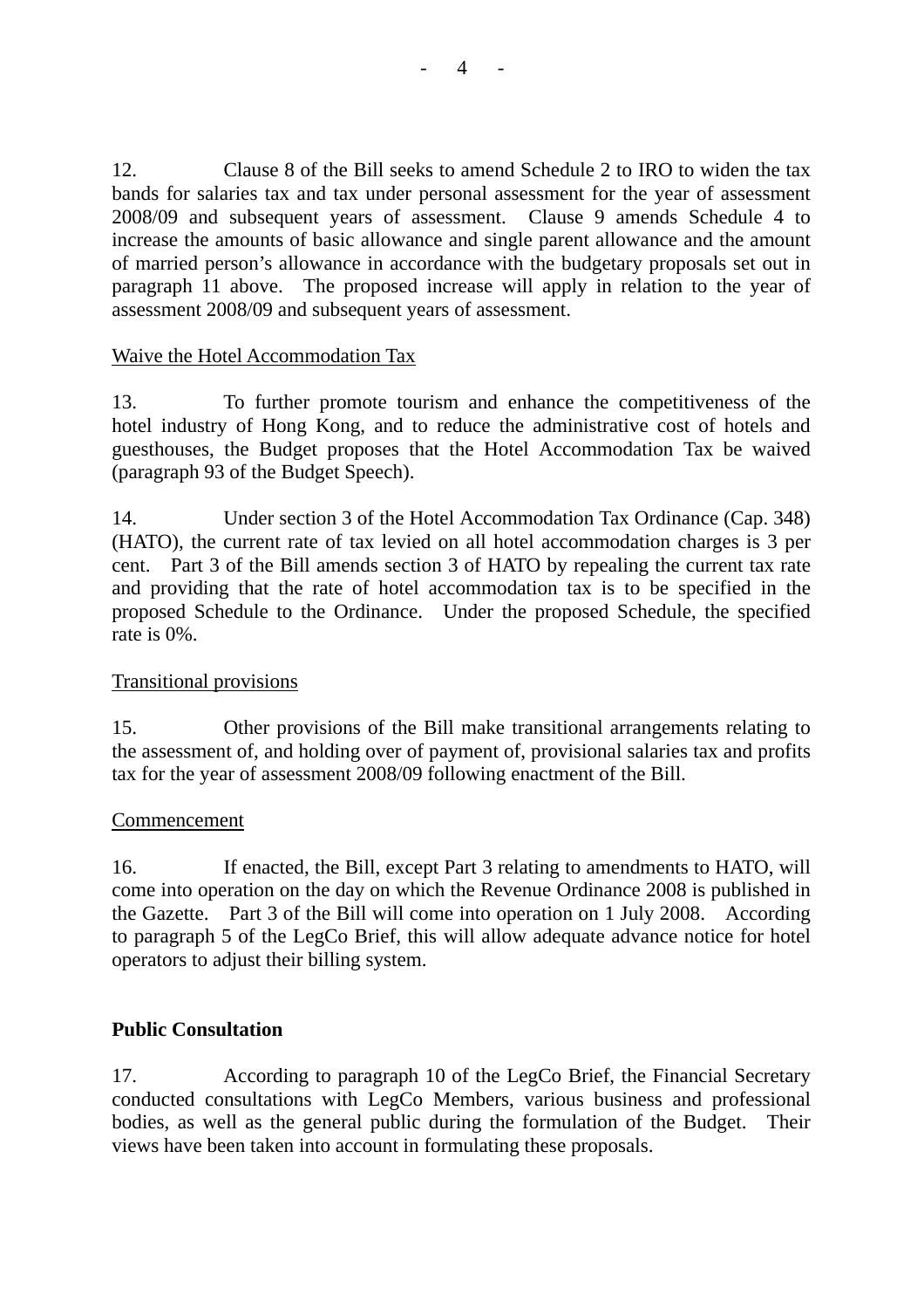12. Clause 8 of the Bill seeks to amend Schedule 2 to IRO to widen the tax bands for salaries tax and tax under personal assessment for the year of assessment 2008/09 and subsequent years of assessment. Clause 9 amends Schedule 4 to increase the amounts of basic allowance and single parent allowance and the amount of married person's allowance in accordance with the budgetary proposals set out in paragraph 11 above. The proposed increase will apply in relation to the year of assessment 2008/09 and subsequent years of assessment.

Waive the Hotel Accommodation Tax

13. To further promote tourism and enhance the competitiveness of the hotel industry of Hong Kong, and to reduce the administrative cost of hotels and guesthouses, the Budget proposes that the Hotel Accommodation Tax be waived (paragraph 93 of the Budget Speech).

14. Under section 3 of the Hotel Accommodation Tax Ordinance (Cap. 348) (HATO), the current rate of tax levied on all hotel accommodation charges is 3 per cent. Part 3 of the Bill amends section 3 of HATO by repealing the current tax rate and providing that the rate of hotel accommodation tax is to be specified in the proposed Schedule to the Ordinance. Under the proposed Schedule, the specified rate is 0%.

Transitional provisions

15. Other provisions of the Bill make transitional arrangements relating to the assessment of, and holding over of payment of, provisional salaries tax and profits tax for the year of assessment 2008/09 following enactment of the Bill.

Commencement

16. If enacted, the Bill, except Part 3 relating to amendments to HATO, will come into operation on the day on which the Revenue Ordinance 2008 is published in the Gazette. Part 3 of the Bill will come into operation on 1 July 2008. According to paragraph 5 of the LegCo Brief, this will allow adequate advance notice for hotel operators to adjust their billing system.

**Public Consultation**

17. According to paragraph 10 of the LegCo Brief, the Financial Secretary conducted consultations with LegCo Members, various business and professional bodies, as well as the general public during the formulation of the Budget. Their views have been taken into account in formulating these proposals.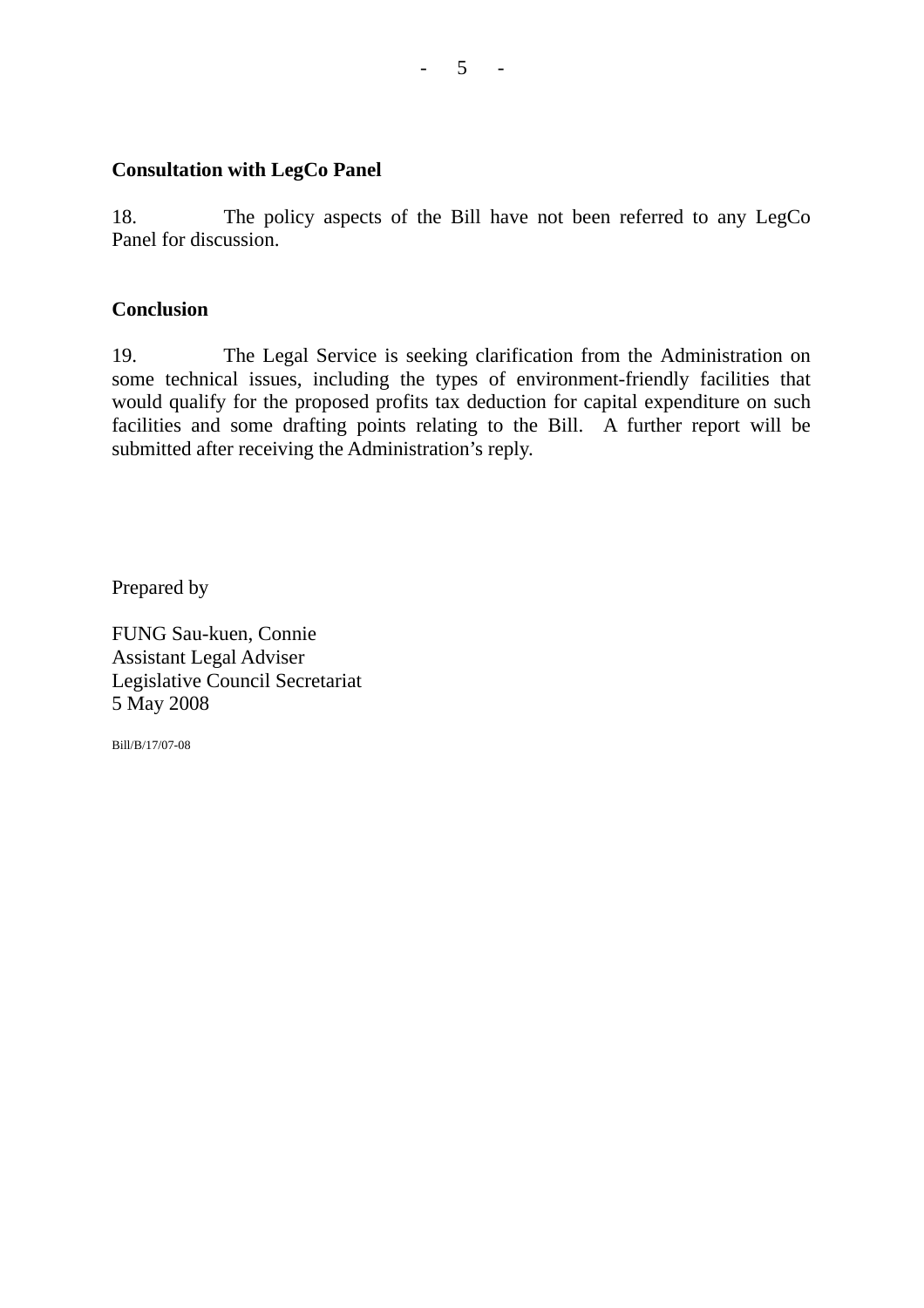**Consultation with LegCo Panel**

18. The policy aspects of the Bill have not been referred to any LegCo Panel for discussion.

**Conclusion**

19. The Legal Service is seeking clarification from the Administration on some technical issues, including the types of environment-friendly facilities that would qualify for the proposed profits tax deduction for capital expenditure on such facilities and some drafting points relating to the Bill. A further report will be submitted after receiving the Administration's reply.

Prepared by

FUNG Sau-kuen, Connie
Assistant Legal Adviser
Legislative Council Secretariat
5 May 2008

Bill/B/17/07-08